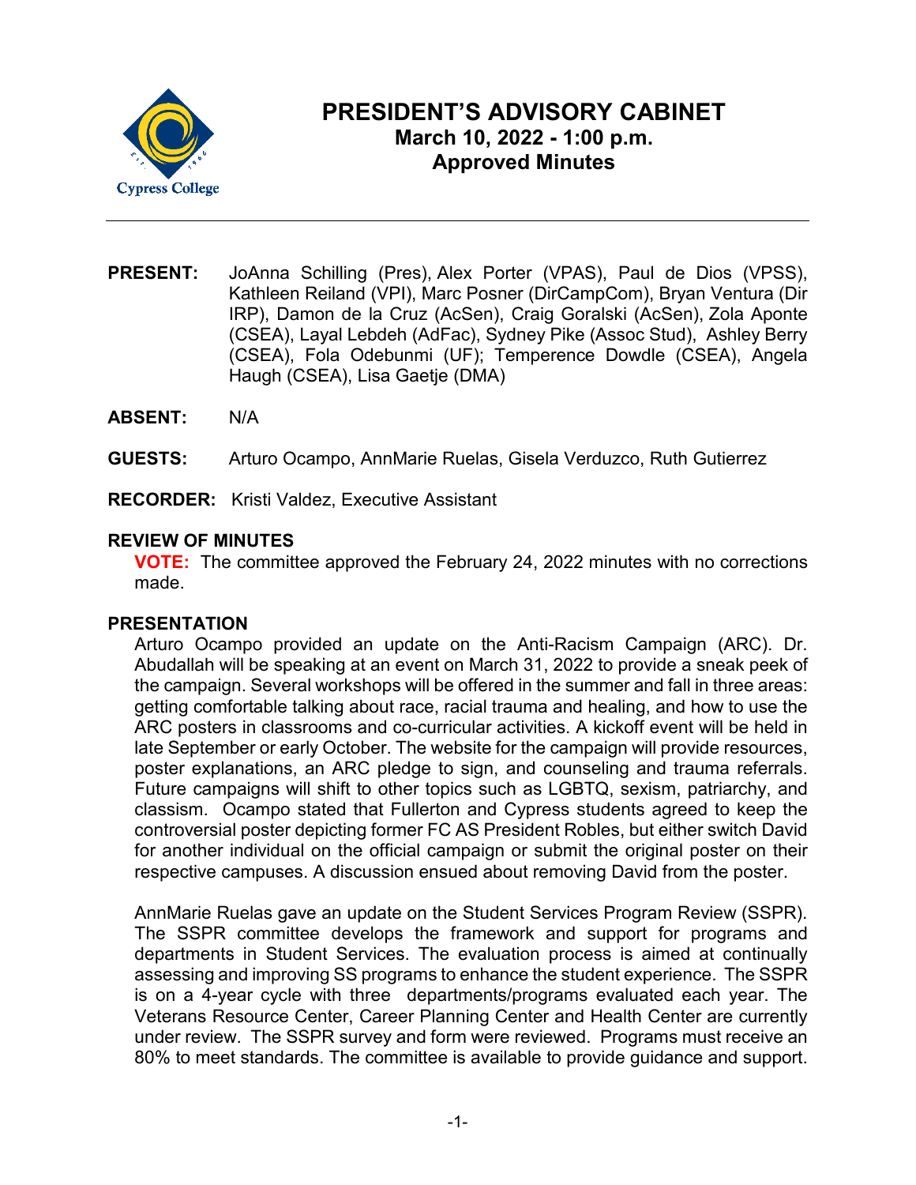# PRESIDENT'S ADVISORY CABINET

## March 10, 2022 - 1:00 p.m.

## Approved Minutes

---

**PRESENT:** JoAnna Schilling (Pres), Alex Porter (VPAS), Paul de Dios (VPSS), Kathleen Reiland (VPI), Marc Posner (DirCampCom), Bryan Ventura (Dir IRP), Damon de la Cruz (AcSen), Craig Goralski (AcSen), Zola Aponte (CSEA), Layal Lebdeh (AdFac), Sydney Pike (Assoc Stud), Ashley Berry (CSEA), Fola Odebunmi (UF); Temperence Dowdle (CSEA), Angela Haugh (CSEA), Lisa Gaetje (DMA)

**ABSENT:** N/A

**GUESTS:** Arturo Ocampo, AnnMarie Ruelas, Gisela Verduzco, Ruth Gutierrez

**RECORDER:** Kristi Valdez, Executive Assistant

### REVIEW OF MINUTES

**VOTE:** The committee approved the February 24, 2022 minutes with no corrections made.

### PRESENTATION

Arturo Ocampo provided an update on the Anti-Racism Campaign (ARC). Dr. Abudallah will be speaking at an event on March 31, 2022 to provide a sneak peek of the campaign. Several workshops will be offered in the summer and fall in three areas: getting comfortable talking about race, racial trauma and healing, and how to use the ARC posters in classrooms and co-curricular activities. A kickoff event will be held in late September or early October. The website for the campaign will provide resources, poster explanations, an ARC pledge to sign, and counseling and trauma referrals. Future campaigns will shift to other topics such as LGBTQ, sexism, patriarchy, and classism. Ocampo stated that Fullerton and Cypress students agreed to keep the controversial poster depicting former FC AS President Robles, but either switch David for another individual on the official campaign or submit the original poster on their respective campuses. A discussion ensued about removing David from the poster.

AnnMarie Ruelas gave an update on the Student Services Program Review (SSPR). The SSPR committee develops the framework and support for programs and departments in Student Services. The evaluation process is aimed at continually assessing and improving SS programs to enhance the student experience. The SSPR is on a 4-year cycle with three departments/programs evaluated each year. The Veterans Resource Center, Career Planning Center and Health Center are currently under review. The SSPR survey and form were reviewed. Programs must receive an 80% to meet standards. The committee is available to provide guidance and support.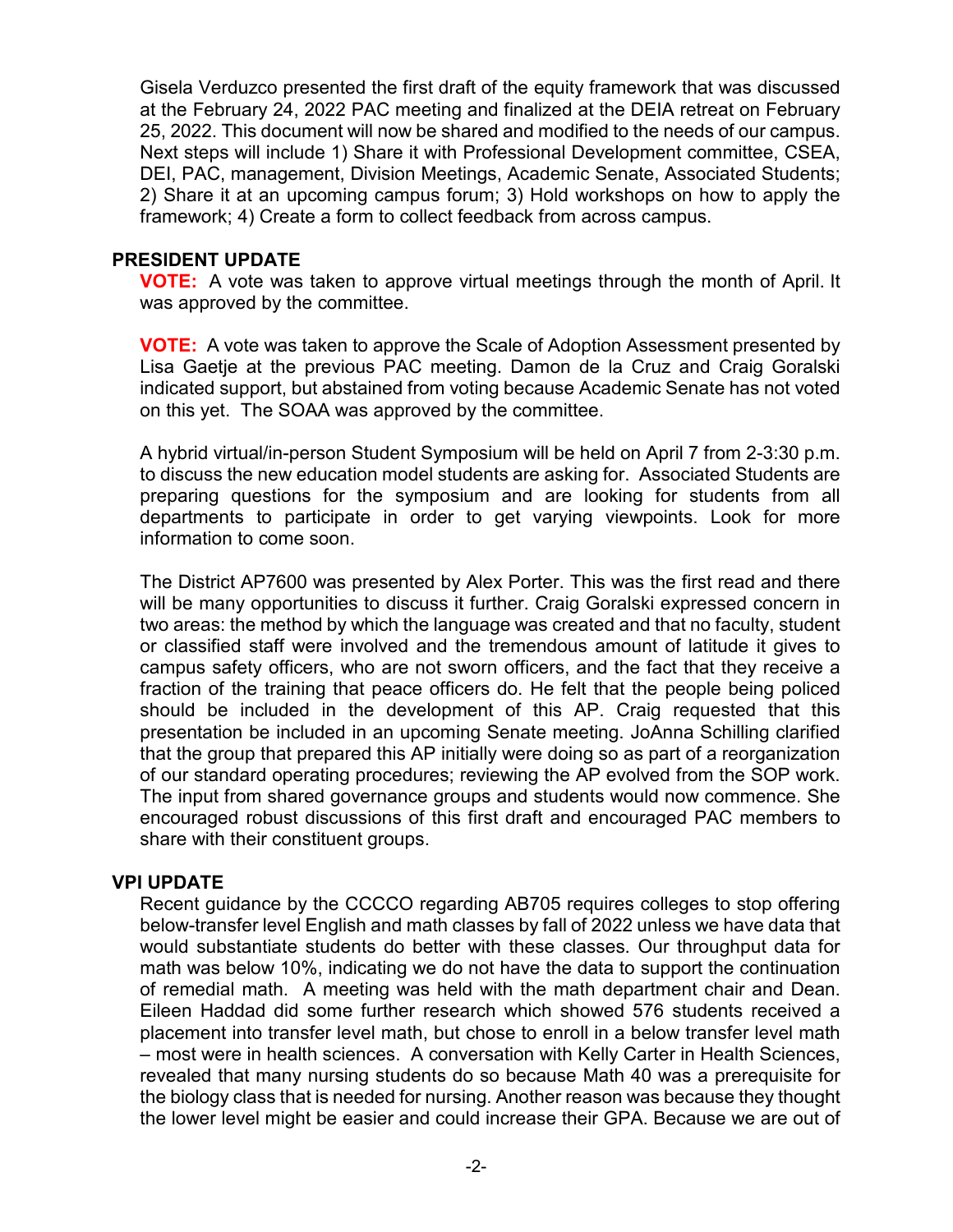Gisela Verduzco presented the first draft of the equity framework that was discussed at the February 24, 2022 PAC meeting and finalized at the DEIA retreat on February 25, 2022. This document will now be shared and modified to the needs of our campus. Next steps will include 1) Share it with Professional Development committee, CSEA, DEI, PAC, management, Division Meetings, Academic Senate, Associated Students; 2) Share it at an upcoming campus forum; 3) Hold workshops on how to apply the framework; 4) Create a form to collect feedback from across campus.

## PRESIDENT UPDATE

**VOTE:** A vote was taken to approve virtual meetings through the month of April. It was approved by the committee.

**VOTE:** A vote was taken to approve the Scale of Adoption Assessment presented by Lisa Gaetje at the previous PAC meeting. Damon de la Cruz and Craig Goralski indicated support, but abstained from voting because Academic Senate has not voted on this yet. The SOAA was approved by the committee.

A hybrid virtual/in-person Student Symposium will be held on April 7 from 2-3:30 p.m. to discuss the new education model students are asking for. Associated Students are preparing questions for the symposium and are looking for students from all departments to participate in order to get varying viewpoints. Look for more information to come soon.

The District AP7600 was presented by Alex Porter. This was the first read and there will be many opportunities to discuss it further. Craig Goralski expressed concern in two areas: the method by which the language was created and that no faculty, student or classified staff were involved and the tremendous amount of latitude it gives to campus safety officers, who are not sworn officers, and the fact that they receive a fraction of the training that peace officers do. He felt that the people being policed should be included in the development of this AP. Craig requested that this presentation be included in an upcoming Senate meeting. JoAnna Schilling clarified that the group that prepared this AP initially were doing so as part of a reorganization of our standard operating procedures; reviewing the AP evolved from the SOP work. The input from shared governance groups and students would now commence. She encouraged robust discussions of this first draft and encouraged PAC members to share with their constituent groups.

## VPI UPDATE

Recent guidance by the CCCCO regarding AB705 requires colleges to stop offering below-transfer level English and math classes by fall of 2022 unless we have data that would substantiate students do better with these classes. Our throughput data for math was below 10%, indicating we do not have the data to support the continuation of remedial math. A meeting was held with the math department chair and Dean. Eileen Haddad did some further research which showed 576 students received a placement into transfer level math, but chose to enroll in a below transfer level math – most were in health sciences. A conversation with Kelly Carter in Health Sciences, revealed that many nursing students do so because Math 40 was a prerequisite for the biology class that is needed for nursing. Another reason was because they thought the lower level might be easier and could increase their GPA. Because we are out of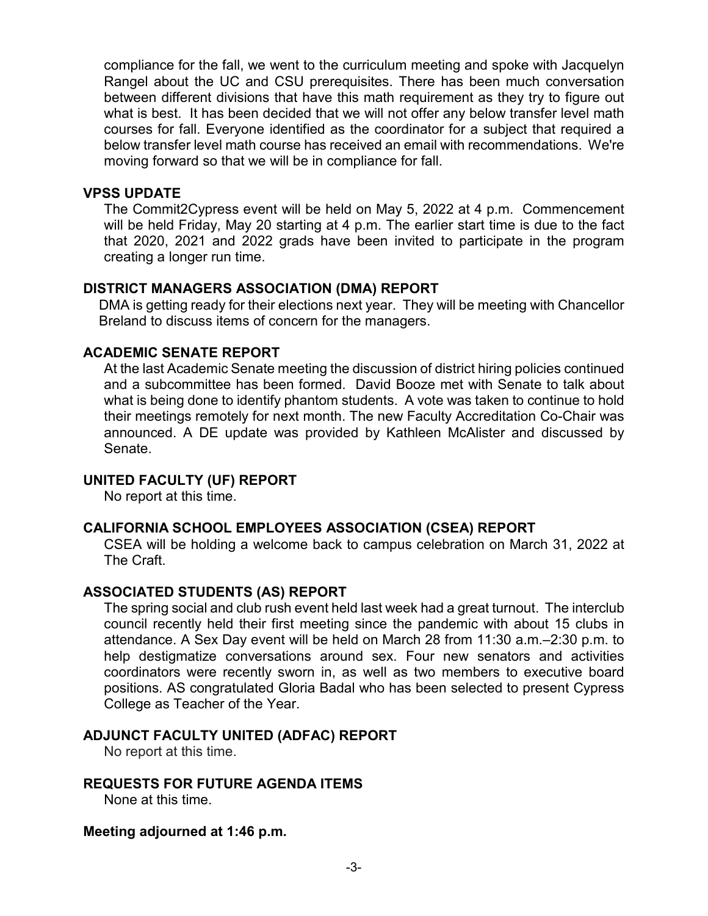compliance for the fall, we went to the curriculum meeting and spoke with Jacquelyn Rangel about the UC and CSU prerequisites. There has been much conversation between different divisions that have this math requirement as they try to figure out what is best. It has been decided that we will not offer any below transfer level math courses for fall. Everyone identified as the coordinator for a subject that required a below transfer level math course has received an email with recommendations. We're moving forward so that we will be in compliance for fall.

**VPSS UPDATE**

The Commit2Cypress event will be held on May 5, 2022 at 4 p.m. Commencement will be held Friday, May 20 starting at 4 p.m. The earlier start time is due to the fact that 2020, 2021 and 2022 grads have been invited to participate in the program creating a longer run time.

**DISTRICT MANAGERS ASSOCIATION (DMA) REPORT**

DMA is getting ready for their elections next year. They will be meeting with Chancellor Breland to discuss items of concern for the managers.

**ACADEMIC SENATE REPORT**

At the last Academic Senate meeting the discussion of district hiring policies continued and a subcommittee has been formed. David Booze met with Senate to talk about what is being done to identify phantom students. A vote was taken to continue to hold their meetings remotely for next month. The new Faculty Accreditation Co-Chair was announced. A DE update was provided by Kathleen McAlister and discussed by Senate.

**UNITED FACULTY (UF) REPORT**

No report at this time.

**CALIFORNIA SCHOOL EMPLOYEES ASSOCIATION (CSEA) REPORT**

CSEA will be holding a welcome back to campus celebration on March 31, 2022 at The Craft.

**ASSOCIATED STUDENTS (AS) REPORT**

The spring social and club rush event held last week had a great turnout. The interclub council recently held their first meeting since the pandemic with about 15 clubs in attendance. A Sex Day event will be held on March 28 from 11:30 a.m.–2:30 p.m. to help destigmatize conversations around sex. Four new senators and activities coordinators were recently sworn in, as well as two members to executive board positions. AS congratulated Gloria Badal who has been selected to present Cypress College as Teacher of the Year.

**ADJUNCT FACULTY UNITED (ADFAC) REPORT**

No report at this time.

**REQUESTS FOR FUTURE AGENDA ITEMS**

None at this time.

**Meeting adjourned at 1:46 p.m.**